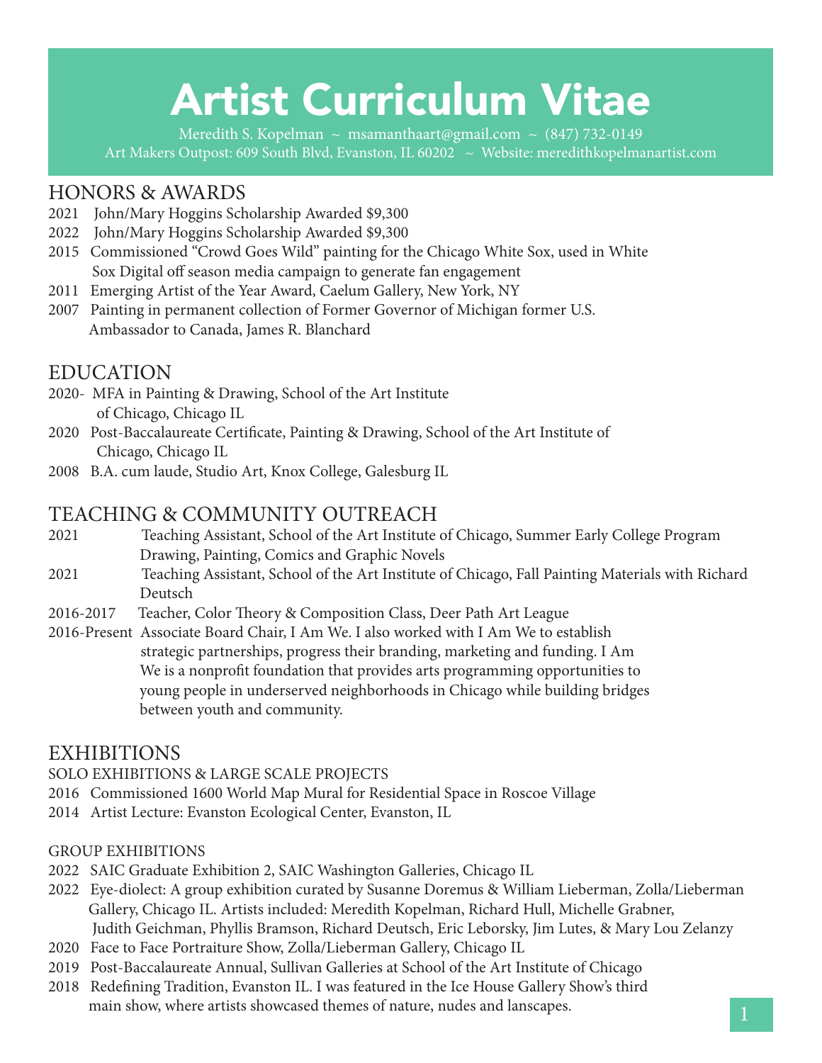# Artist Curriculum Vitae

Meredith S. Kopelman ~ msamanthaart@gmail.com ~ (847) 732-0149
Art Makers Outpost: 609 South Blvd, Evanston, IL 60202 ~ Website: meredithkopelmanartist.com

## HONORS & AWARDS

2021 John/Mary Hoggins Scholarship Awarded $9,300
2022 John/Mary Hoggins Scholarship Awarded $9,300
2015 Commissioned “Crowd Goes Wild” painting for the Chicago White Sox, used in White Sox Digital off season media campaign to generate fan engagement
2011 Emerging Artist of the Year Award, Caelum Gallery, New York, NY
2007 Painting in permanent collection of Former Governor of Michigan former U.S. Ambassador to Canada, James R. Blanchard

## EDUCATION

2020- MFA in Painting & Drawing, School of the Art Institute of Chicago, Chicago IL
2020 Post-Baccalaureate Certificate, Painting & Drawing, School of the Art Institute of Chicago, Chicago IL
2008 B.A. cum laude, Studio Art, Knox College, Galesburg IL

## TEACHING & COMMUNITY OUTREACH

2021 Teaching Assistant, School of the Art Institute of Chicago, Summer Early College Program Drawing, Painting, Comics and Graphic Novels
2021 Teaching Assistant, School of the Art Institute of Chicago, Fall Painting Materials with Richard Deutsch
2016-2017 Teacher, Color Theory & Composition Class, Deer Path Art League
2016-Present Associate Board Chair, I Am We. I also worked with I Am We to establish strategic partnerships, progress their branding, marketing and funding. I Am We is a nonprofit foundation that provides arts programming opportunities to young people in underserved neighborhoods in Chicago while building bridges between youth and community.

## EXHIBITIONS

### SOLO EXHIBITIONS & LARGE SCALE PROJECTS

2016 Commissioned 1600 World Map Mural for Residential Space in Roscoe Village
2014 Artist Lecture: Evanston Ecological Center, Evanston, IL

### GROUP EXHIBITIONS

2022 SAIC Graduate Exhibition 2, SAIC Washington Galleries, Chicago IL
2022 Eye-diolect: A group exhibition curated by Susanne Doremus & William Lieberman, Zolla/Lieberman Gallery, Chicago IL. Artists included: Meredith Kopelman, Richard Hull, Michelle Grabner, Judith Geichman, Phyllis Bramson, Richard Deutsch, Eric Leborsky, Jim Lutes, & Mary Lou Zelanzy
2020 Face to Face Portraiture Show, Zolla/Lieberman Gallery, Chicago IL
2019 Post-Baccalaureate Annual, Sullivan Galleries at School of the Art Institute of Chicago
2018 Redefining Tradition, Evanston IL. I was featured in the Ice House Gallery Show’s third main show, where artists showcased themes of nature, nudes and lanscapes.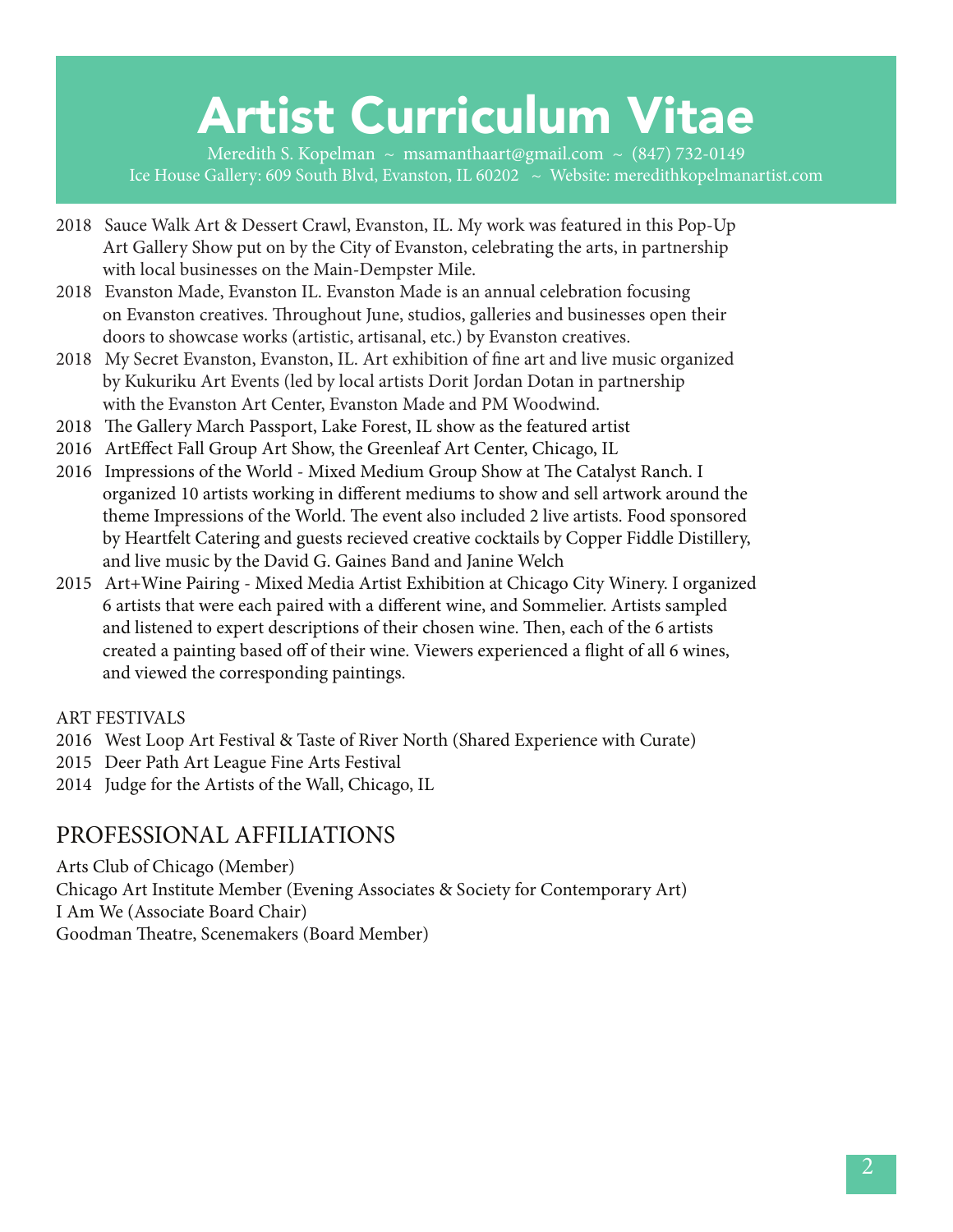# Artist Curriculum Vitae

Meredith S. Kopelman ~ msamanthaart@gmail.com ~ (847) 732-0149
Ice House Gallery: 609 South Blvd, Evanston, IL 60202 ~ Website: meredithkopelmanartist.com

2018 Sauce Walk Art & Dessert Crawl, Evanston, IL. My work was featured in this Pop-Up Art Gallery Show put on by the City of Evanston, celebrating the arts, in partnership with local businesses on the Main-Dempster Mile.

2018 Evanston Made, Evanston IL. Evanston Made is an annual celebration focusing on Evanston creatives. Throughout June, studios, galleries and businesses open their doors to showcase works (artistic, artisanal, etc.) by Evanston creatives.

2018 My Secret Evanston, Evanston, IL. Art exhibition of fine art and live music organized by Kukuriku Art Events (led by local artists Dorit Jordan Dotan in partnership with the Evanston Art Center, Evanston Made and PM Woodwind.

2018 The Gallery March Passport, Lake Forest, IL show as the featured artist

2016 ArtEffect Fall Group Art Show, the Greenleaf Art Center, Chicago, IL

2016 Impressions of the World - Mixed Medium Group Show at The Catalyst Ranch. I organized 10 artists working in different mediums to show and sell artwork around the theme Impressions of the World. The event also included 2 live artists. Food sponsored by Heartfelt Catering and guests recieved creative cocktails by Copper Fiddle Distillery, and live music by the David G. Gaines Band and Janine Welch

2015 Art+Wine Pairing - Mixed Media Artist Exhibition at Chicago City Winery. I organized 6 artists that were each paired with a different wine, and Sommelier. Artists sampled and listened to expert descriptions of their chosen wine. Then, each of the 6 artists created a painting based off of their wine. Viewers experienced a flight of all 6 wines, and viewed the corresponding paintings.

ART FESTIVALS

2016 West Loop Art Festival & Taste of River North (Shared Experience with Curate)

2015 Deer Path Art League Fine Arts Festival

2014 Judge for the Artists of the Wall, Chicago, IL

## PROFESSIONAL AFFILIATIONS

Arts Club of Chicago (Member)

Chicago Art Institute Member (Evening Associates & Society for Contemporary Art)

I Am We (Associate Board Chair)

Goodman Theatre, Scenemakers (Board Member)